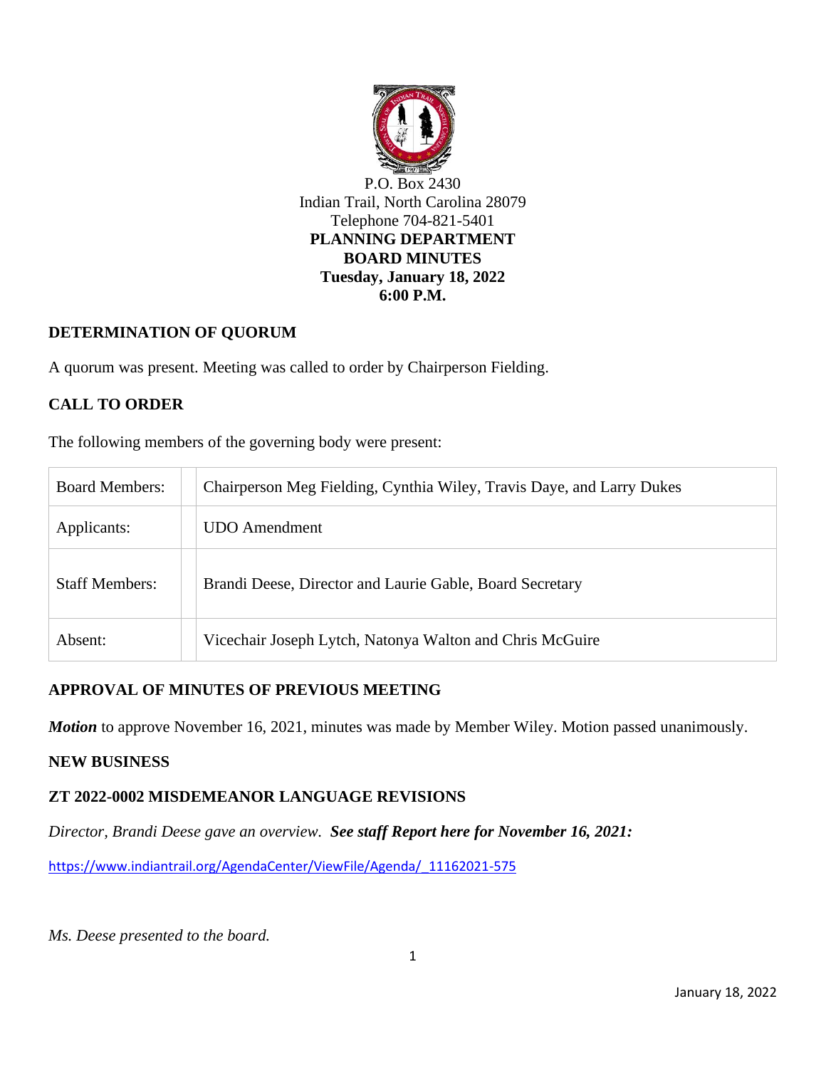P.O. Box 2430
Indian Trail, North Carolina 28079
Telephone 704-821-5401

**PLANNING DEPARTMENT**
**BOARD MINUTES**
**Tuesday, January 18, 2022**
**6:00 P.M.**

## DETERMINATION OF QUORUM

A quorum was present. Meeting was called to order by Chairperson Fielding.

## CALL TO ORDER

The following members of the governing body were present:

| | |
|---|---|
| Board Members: | Chairperson Meg Fielding, Cynthia Wiley, Travis Daye, and Larry Dukes |
| Applicants: | UDO Amendment |
| Staff Members: | Brandi Deese, Director and Laurie Gable, Board Secretary |
| Absent: | Vicechair Joseph Lytch, Natonya Walton and Chris McGuire |

## APPROVAL OF MINUTES OF PREVIOUS MEETING

***Motion*** to approve November 16, 2021, minutes was made by Member Wiley. Motion passed unanimously.

## NEW BUSINESS

## ZT 2022-0002 MISDEMEANOR LANGUAGE REVISIONS

*Director, Brandi Deese gave an overview.* ***See staff Report here for November 16, 2021:***

https://www.indiantrail.org/AgendaCenter/ViewFile/Agenda/_11162021-575

*Ms. Deese presented to the board.*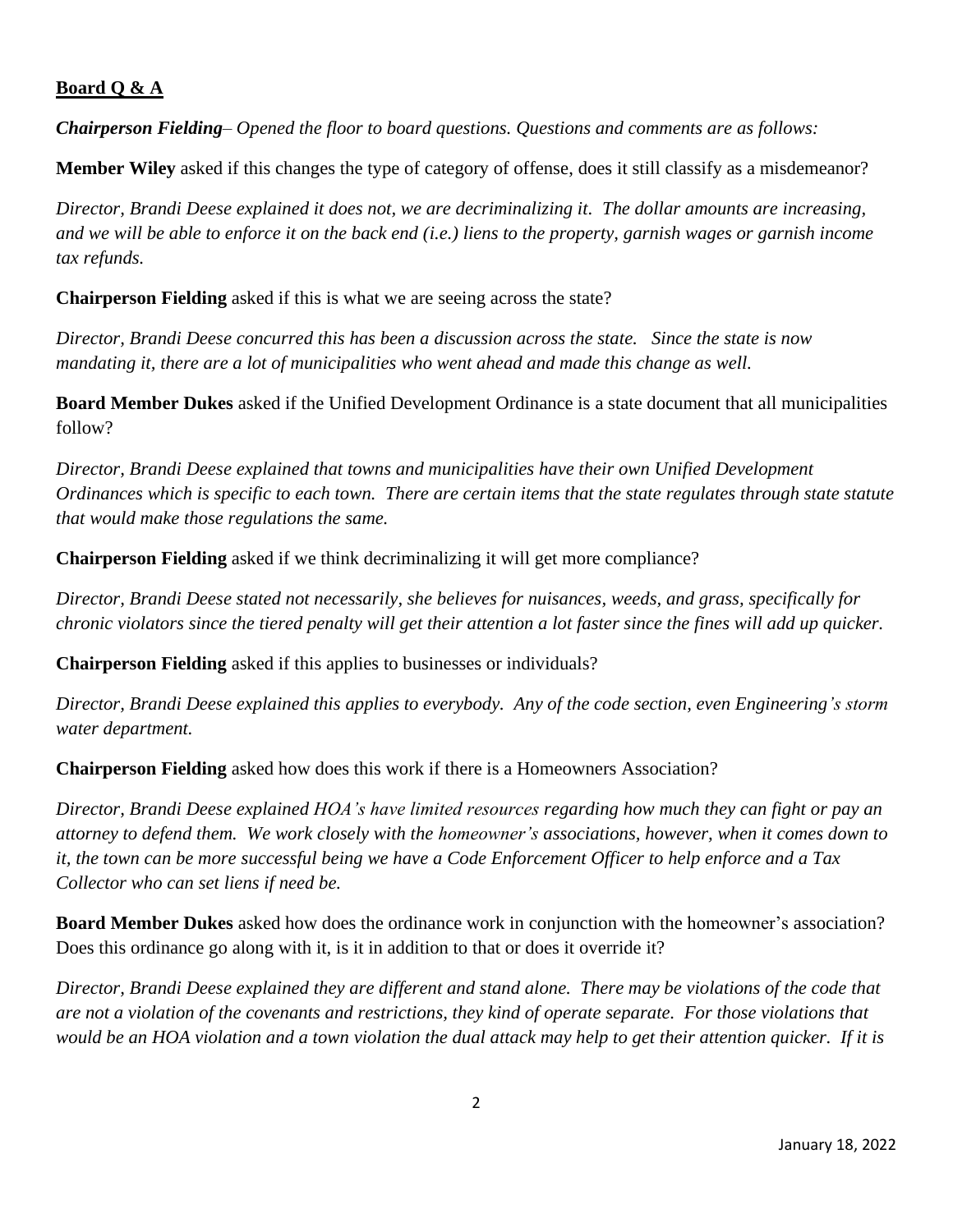**Board Q & A**

***Chairperson Fielding**– Opened the floor to board questions. Questions and comments are as follows:*

**Member Wiley** asked if this changes the type of category of offense, does it still classify as a misdemeanor?

*Director, Brandi Deese explained it does not, we are decriminalizing it. The dollar amounts are increasing, and we will be able to enforce it on the back end (i.e.) liens to the property, garnish wages or garnish income tax refunds.*

**Chairperson Fielding** asked if this is what we are seeing across the state?

*Director, Brandi Deese concurred this has been a discussion across the state. Since the state is now mandating it, there are a lot of municipalities who went ahead and made this change as well.*

**Board Member Dukes** asked if the Unified Development Ordinance is a state document that all municipalities follow?

*Director, Brandi Deese explained that towns and municipalities have their own Unified Development Ordinances which is specific to each town. There are certain items that the state regulates through state statute that would make those regulations the same.*

**Chairperson Fielding** asked if we think decriminalizing it will get more compliance?

*Director, Brandi Deese stated not necessarily, she believes for nuisances, weeds, and grass, specifically for chronic violators since the tiered penalty will get their attention a lot faster since the fines will add up quicker.*

**Chairperson Fielding** asked if this applies to businesses or individuals?

*Director, Brandi Deese explained this applies to everybody. Any of the code section, even Engineering's storm water department.*

**Chairperson Fielding** asked how does this work if there is a Homeowners Association?

*Director, Brandi Deese explained HOA's have limited resources regarding how much they can fight or pay an attorney to defend them. We work closely with the homeowner's associations, however, when it comes down to it, the town can be more successful being we have a Code Enforcement Officer to help enforce and a Tax Collector who can set liens if need be.*

**Board Member Dukes** asked how does the ordinance work in conjunction with the homeowner's association? Does this ordinance go along with it, is it in addition to that or does it override it?

*Director, Brandi Deese explained they are different and stand alone. There may be violations of the code that are not a violation of the covenants and restrictions, they kind of operate separate. For those violations that would be an HOA violation and a town violation the dual attack may help to get their attention quicker. If it is*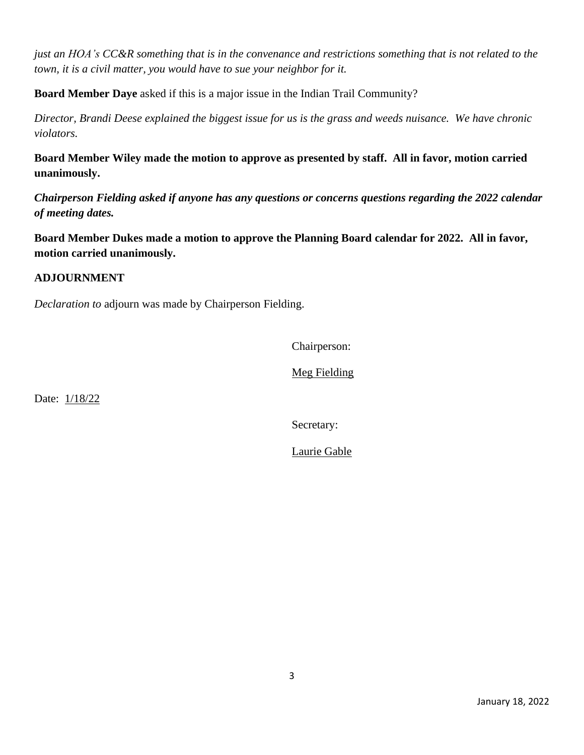*just an HOA's CC&R something that is in the convenance and restrictions something that is not related to the town, it is a civil matter, you would have to sue your neighbor for it.*

**Board Member Daye** asked if this is a major issue in the Indian Trail Community?

*Director, Brandi Deese explained the biggest issue for us is the grass and weeds nuisance. We have chronic violators.*

**Board Member Wiley made the motion to approve as presented by staff. All in favor, motion carried unanimously.**

***Chairperson Fielding asked if anyone has any questions or concerns questions regarding the 2022 calendar of meeting dates.***

**Board Member Dukes made a motion to approve the Planning Board calendar for 2022. All in favor, motion carried unanimously.**

**ADJOURNMENT**

*Declaration to* adjourn was made by Chairperson Fielding.

Chairperson:

Meg Fielding

Date: 1/18/22

Secretary:

Laurie Gable